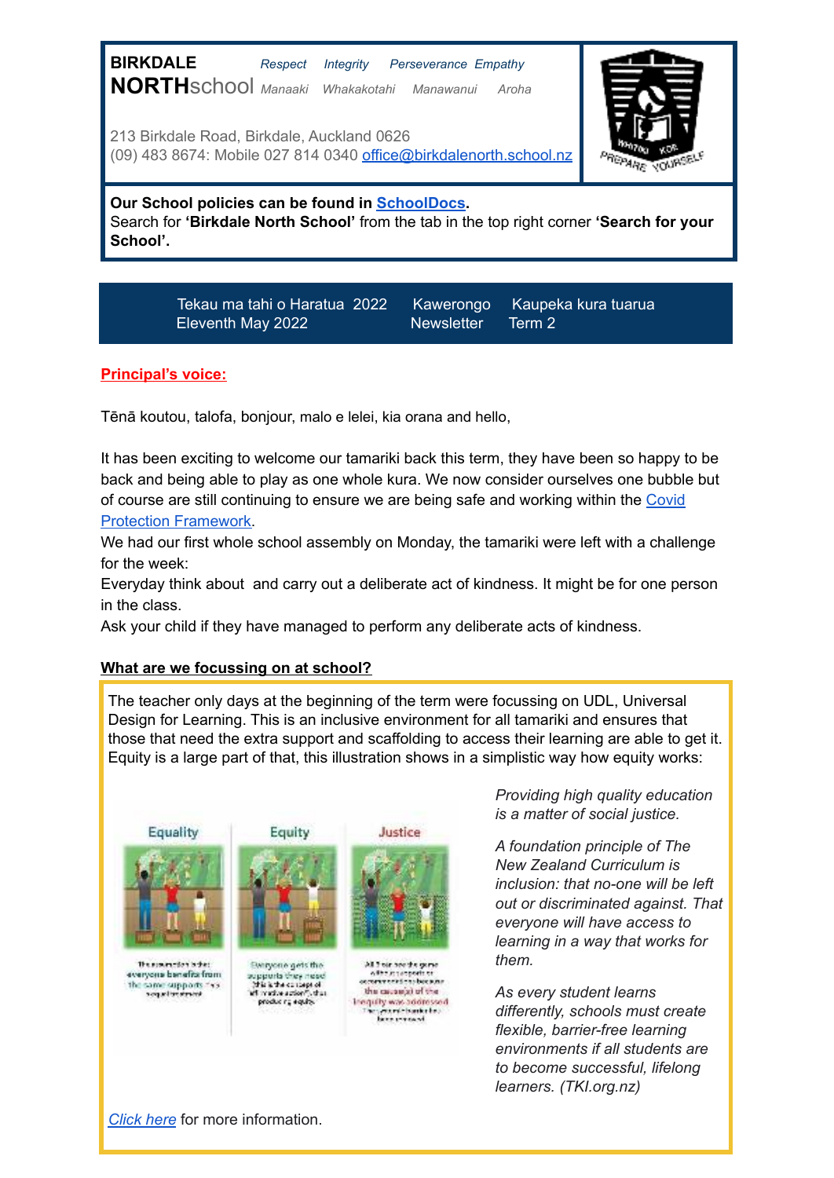**BIRKDALE NORTH**school

*Respect* *Integrity* *Perseverance* *Empathy*

*Manaaki* *Whakakotahi* *Manawanui* *Aroha*

213 Birkdale Road, Birkdale, Auckland 0626
(09) 483 8674: Mobile 027 814 0340 office@birkdalenorth.school.nz

**Our School policies can be found in SchoolDocs.**
Search for **'Birkdale North School'** from the tab in the top right corner **'Search for your School'.**

| Tekau ma tahi o Haratua 2022<br>Eleventh May 2022 | Kawerongo<br>Newsletter | Kaupeka kura tuarua<br>Term 2 |
|---|---|---|

**Principal's voice:**

Tēnā koutou, talofa, bonjour, malo e lelei, kia orana and hello,

It has been exciting to welcome our tamariki back this term, they have been so happy to be back and being able to play as one whole kura. We now consider ourselves one bubble but of course are still continuing to ensure we are being safe and working within the Covid Protection Framework.

We had our first whole school assembly on Monday, the tamariki were left with a challenge for the week:

Everyday think about and carry out a deliberate act of kindness. It might be for one person in the class.

Ask your child if they have managed to perform any deliberate acts of kindness.

**What are we focussing on at school?**

The teacher only days at the beginning of the term were focussing on UDL, Universal Design for Learning. This is an inclusive environment for all tamariki and ensures that those that need the extra support and scaffolding to access their learning are able to get it. Equity is a large part of that, this illustration shows in a simplistic way how equity works:

*Providing high quality education is a matter of social justice.*

*A foundation principle of The New Zealand Curriculum is inclusion: that no-one will be left out or discriminated against. That everyone will have access to learning in a way that works for them.*

*As every student learns differently, schools must create flexible, barrier-free learning environments if all students are to become successful, lifelong learners. (TKI.org.nz)*

*Click here* for more information.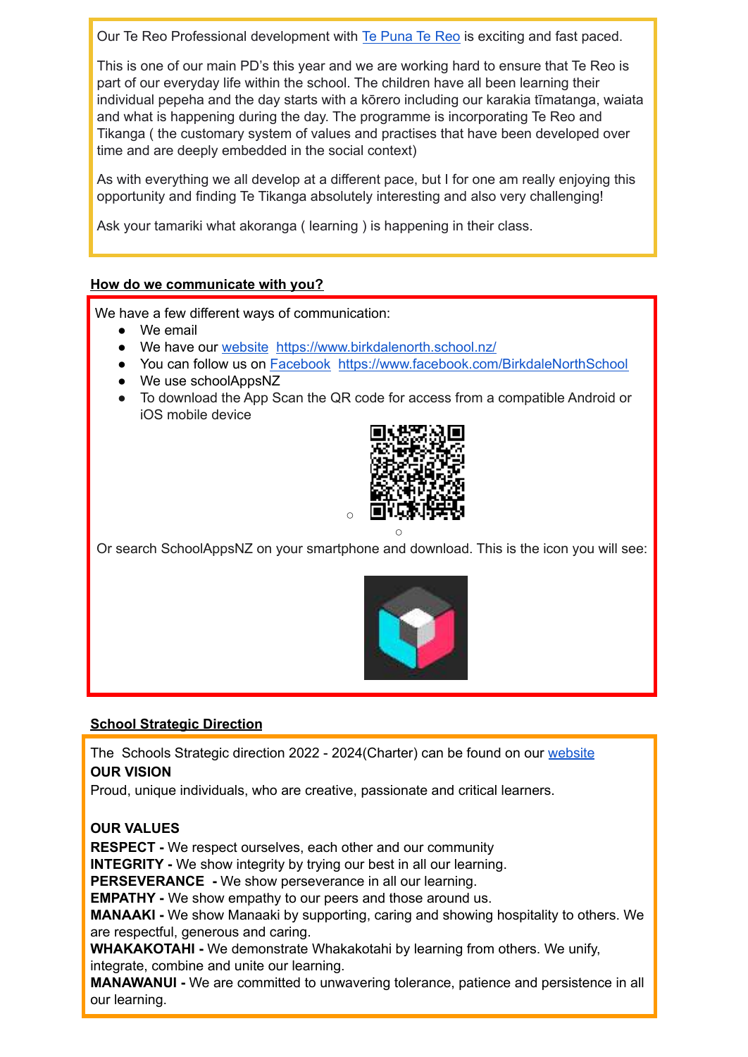Our Te Reo Professional development with Te Puna Te Reo is exciting and fast paced.

This is one of our main PD's this year and we are working hard to ensure that Te Reo is part of our everyday life within the school. The children have all been learning their individual pepeha and the day starts with a kōrero including our karakia tīmatanga, waiata and what is happening during the day. The programme is incorporating Te Reo and Tikanga ( the customary system of values and practises that have been developed over time and are deeply embedded in the social context)

As with everything we all develop at a different pace, but I for one am really enjoying this opportunity and finding Te Tikanga absolutely interesting and also very challenging!

Ask your tamariki what akoranga ( learning ) is happening in their class.

## How do we communicate with you?

We have a few different ways of communication:

- We email
- We have our website https://www.birkdalenorth.school.nz/
- You can follow us on Facebook https://www.facebook.com/BirkdaleNorthSchool
- We use schoolAppsNZ
- To download the App Scan the QR code for access from a compatible Android or iOS mobile device

Or search SchoolAppsNZ on your smartphone and download. This is the icon you will see:

## School Strategic Direction

The Schools Strategic direction 2022 - 2024(Charter) can be found on our website

**OUR VISION**

Proud, unique individuals, who are creative, passionate and critical learners.

**OUR VALUES**

**RESPECT -** We respect ourselves, each other and our community

**INTEGRITY -** We show integrity by trying our best in all our learning.

**PERSEVERANCE -** We show perseverance in all our learning.

**EMPATHY -** We show empathy to our peers and those around us.

**MANAAKI -** We show Manaaki by supporting, caring and showing hospitality to others. We are respectful, generous and caring.

**WHAKAKOTAHI -** We demonstrate Whakakotahi by learning from others. We unify, integrate, combine and unite our learning.

**MANAWANUI -** We are committed to unwavering tolerance, patience and persistence in all our learning.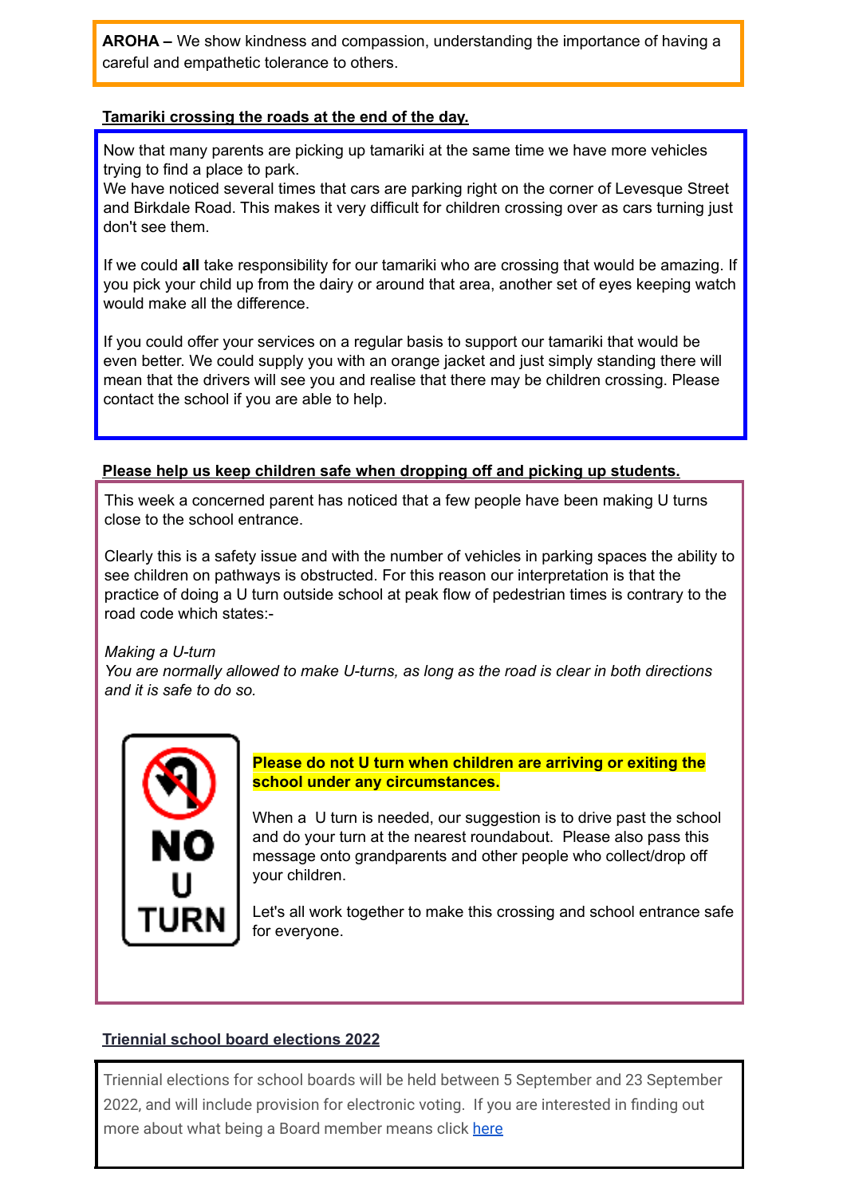**AROHA –** We show kindness and compassion, understanding the importance of having a careful and empathetic tolerance to others.

## Tamariki crossing the roads at the end of the day.

Now that many parents are picking up tamariki at the same time we have more vehicles trying to find a place to park.
We have noticed several times that cars are parking right on the corner of Levesque Street and Birkdale Road. This makes it very difficult for children crossing over as cars turning just don't see them.

If we could **all** take responsibility for our tamariki who are crossing that would be amazing. If you pick your child up from the dairy or around that area, another set of eyes keeping watch would make all the difference.

If you could offer your services on a regular basis to support our tamariki that would be even better. We could supply you with an orange jacket and just simply standing there will mean that the drivers will see you and realise that there may be children crossing. Please contact the school if you are able to help.

## Please help us keep children safe when dropping off and picking up students.

This week a concerned parent has noticed that a few people have been making U turns close to the school entrance.

Clearly this is a safety issue and with the number of vehicles in parking spaces the ability to see children on pathways is obstructed. For this reason our interpretation is that the practice of doing a U turn outside school at peak flow of pedestrian times is contrary to the road code which states:-

*Making a U-turn*
*You are normally allowed to make U-turns, as long as the road is clear in both directions and it is safe to do so.*

NO U TURN

**Please do not U turn when children are arriving or exiting the school under any circumstances.**

When a U turn is needed, our suggestion is to drive past the school and do your turn at the nearest roundabout. Please also pass this message onto grandparents and other people who collect/drop off your children.

Let's all work together to make this crossing and school entrance safe for everyone.

## Triennial school board elections 2022

Triennial elections for school boards will be held between 5 September and 23 September 2022, and will include provision for electronic voting. If you are interested in finding out more about what being a Board member means click here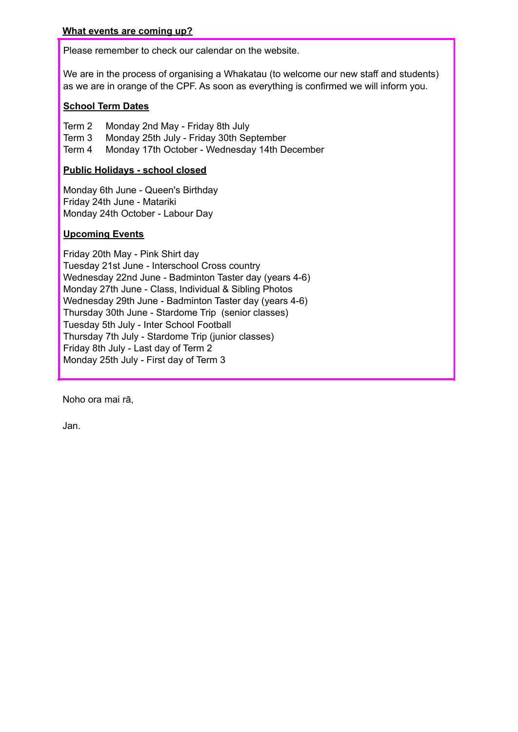**What events are coming up?**

Please remember to check our calendar on the website.

We are in the process of organising a Whakatau (to welcome our new staff and students) as we are in orange of the CPF. As soon as everything is confirmed we will inform you.

**School Term Dates**

Term 2 Monday 2nd May - Friday 8th July
Term 3 Monday 25th July - Friday 30th September
Term 4 Monday 17th October - Wednesday 14th December

**Public Holidays - school closed**

Monday 6th June - Queen's Birthday
Friday 24th June - Matariki
Monday 24th October - Labour Day

**Upcoming Events**

Friday 20th May - Pink Shirt day
Tuesday 21st June - Interschool Cross country
Wednesday 22nd June - Badminton Taster day (years 4-6)
Monday 27th June - Class, Individual & Sibling Photos
Wednesday 29th June - Badminton Taster day (years 4-6)
Thursday 30th June - Stardome Trip (senior classes)
Tuesday 5th July - Inter School Football
Thursday 7th July - Stardome Trip (junior classes)
Friday 8th July - Last day of Term 2
Monday 25th July - First day of Term 3

Noho ora mai rā,

Jan.